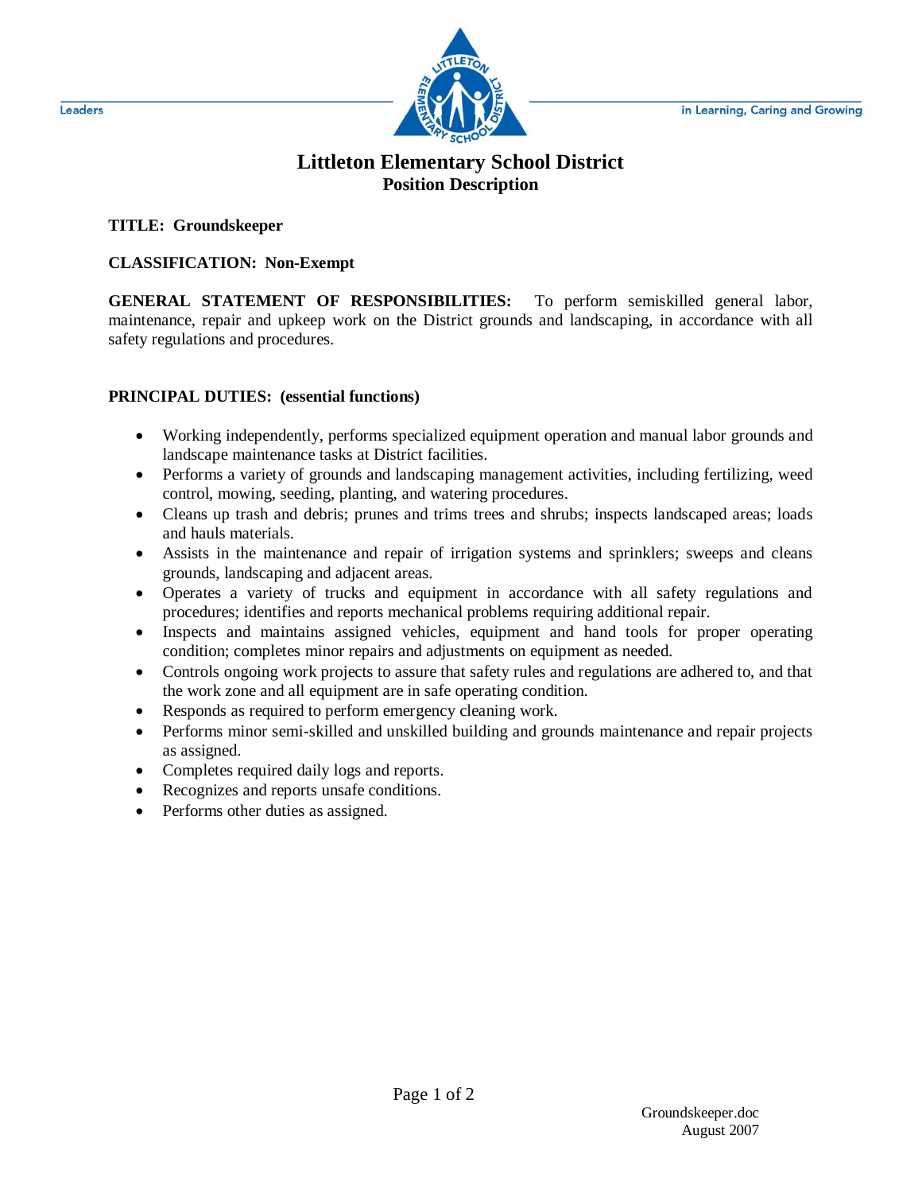Leaders in Learning, Caring and Growing

# Littleton Elementary School District

## Position Description

**TITLE: Groundskeeper**

**CLASSIFICATION: Non-Exempt**

**GENERAL STATEMENT OF RESPONSIBILITIES:** To perform semiskilled general labor, maintenance, repair and upkeep work on the District grounds and landscaping, in accordance with all safety regulations and procedures.

**PRINCIPAL DUTIES: (essential functions)**

- Working independently, performs specialized equipment operation and manual labor grounds and landscape maintenance tasks at District facilities.
- Performs a variety of grounds and landscaping management activities, including fertilizing, weed control, mowing, seeding, planting, and watering procedures.
- Cleans up trash and debris; prunes and trims trees and shrubs; inspects landscaped areas; loads and hauls materials.
- Assists in the maintenance and repair of irrigation systems and sprinklers; sweeps and cleans grounds, landscaping and adjacent areas.
- Operates a variety of trucks and equipment in accordance with all safety regulations and procedures; identifies and reports mechanical problems requiring additional repair.
- Inspects and maintains assigned vehicles, equipment and hand tools for proper operating condition; completes minor repairs and adjustments on equipment as needed.
- Controls ongoing work projects to assure that safety rules and regulations are adhered to, and that the work zone and all equipment are in safe operating condition.
- Responds as required to perform emergency cleaning work.
- Performs minor semi-skilled and unskilled building and grounds maintenance and repair projects as assigned.
- Completes required daily logs and reports.
- Recognizes and reports unsafe conditions.
- Performs other duties as assigned.

Groundskeeper.doc
August 2007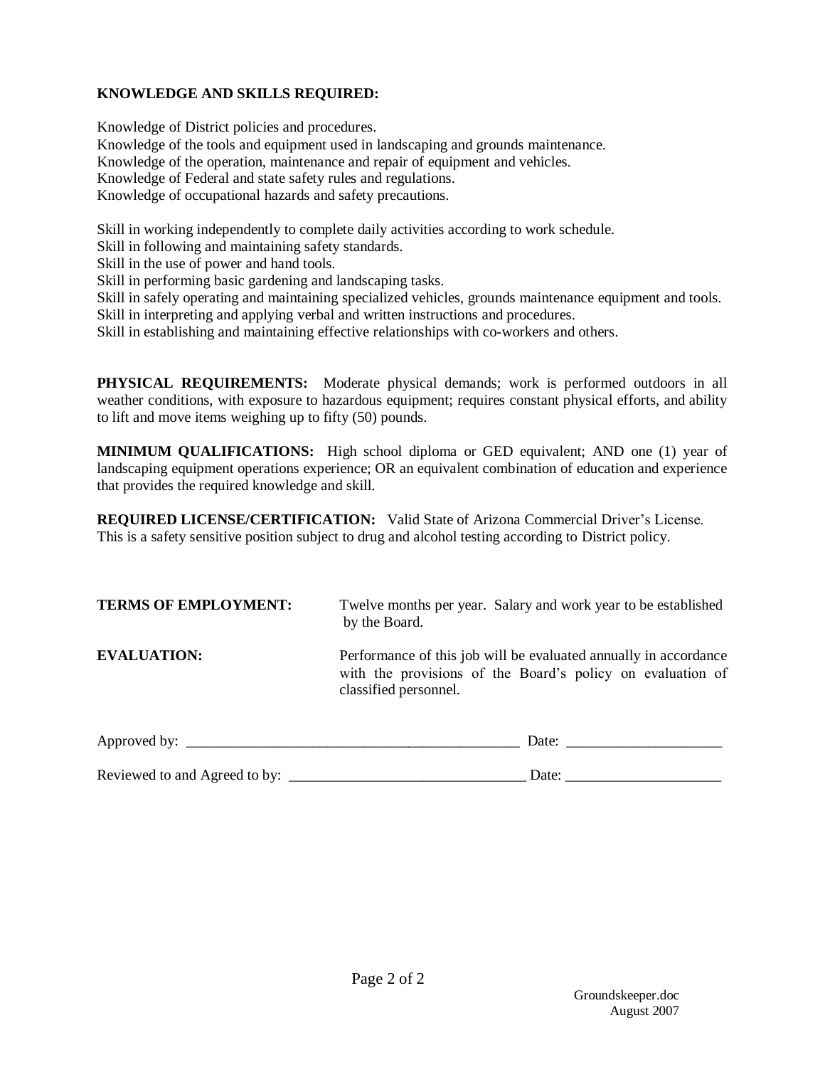**KNOWLEDGE AND SKILLS REQUIRED:**

Knowledge of District policies and procedures.
Knowledge of the tools and equipment used in landscaping and grounds maintenance.
Knowledge of the operation, maintenance and repair of equipment and vehicles.
Knowledge of Federal and state safety rules and regulations.
Knowledge of occupational hazards and safety precautions.

Skill in working independently to complete daily activities according to work schedule.
Skill in following and maintaining safety standards.
Skill in the use of power and hand tools.
Skill in performing basic gardening and landscaping tasks.
Skill in safely operating and maintaining specialized vehicles, grounds maintenance equipment and tools.
Skill in interpreting and applying verbal and written instructions and procedures.
Skill in establishing and maintaining effective relationships with co-workers and others.

**PHYSICAL REQUIREMENTS:** Moderate physical demands; work is performed outdoors in all weather conditions, with exposure to hazardous equipment; requires constant physical efforts, and ability to lift and move items weighing up to fifty (50) pounds.

**MINIMUM QUALIFICATIONS:** High school diploma or GED equivalent; AND one (1) year of landscaping equipment operations experience; OR an equivalent combination of education and experience that provides the required knowledge and skill.

**REQUIRED LICENSE/CERTIFICATION:** Valid State of Arizona Commercial Driver's License.
This is a safety sensitive position subject to drug and alcohol testing according to District policy.

**TERMS OF EMPLOYMENT:** Twelve months per year. Salary and work year to be established by the Board.

**EVALUATION:** Performance of this job will be evaluated annually in accordance with the provisions of the Board's policy on evaluation of classified personnel.

Approved by: ______________________________________________ Date: _____________________

Reviewed to and Agreed to by: ________________________________ Date: _____________________

Groundskeeper.doc
August 2007